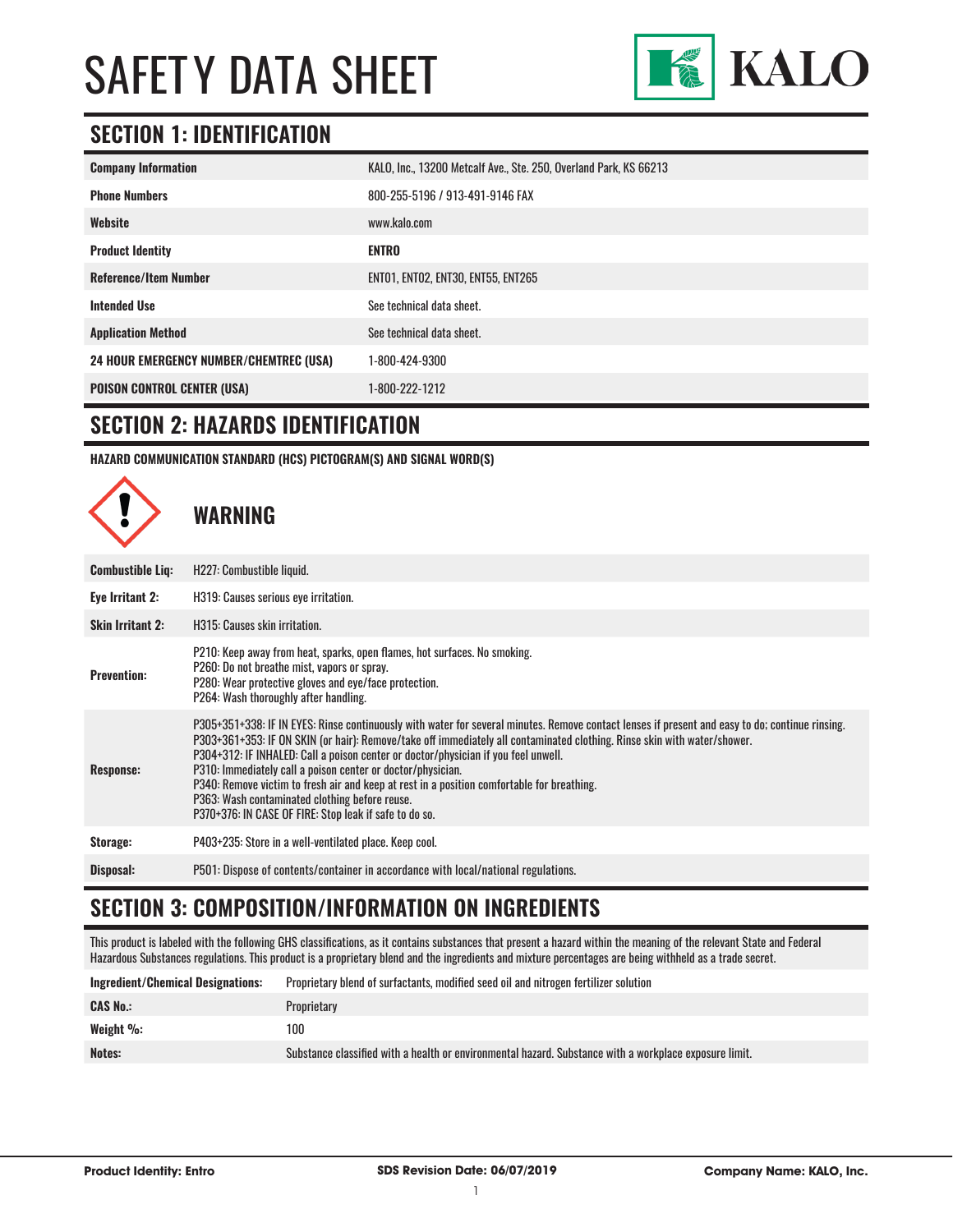# SAFETY DATA SHEET

KALO

## SECTION 1: IDENTIFICATION

| | |
|---|---|
| **Company Information** | KALO, Inc., 13200 Metcalf Ave., Ste. 250, Overland Park, KS 66213 |
| **Phone Numbers** | 800-255-5196 / 913-491-9146 FAX |
| **Website** | www.kalo.com |
| **Product Identity** | **ENTRO** |
| **Reference/Item Number** | ENT01, ENT02, ENT30, ENT55, ENT265 |
| **Intended Use** | See technical data sheet. |
| **Application Method** | See technical data sheet. |
| **24 HOUR EMERGENCY NUMBER/CHEMTREC (USA)** | 1-800-424-9300 |
| **POISON CONTROL CENTER (USA)** | 1-800-222-1212 |

## SECTION 2: HAZARDS IDENTIFICATION

**HAZARD COMMUNICATION STANDARD (HCS) PICTOGRAM(S) AND SIGNAL WORD(S)**

**WARNING**

| | |
|---|---|
| **Combustible Liq:** | H227: Combustible liquid. |
| **Eye Irritant 2:** | H319: Causes serious eye irritation. |
| **Skin Irritant 2:** | H315: Causes skin irritation. |
| **Prevention:** | P210: Keep away from heat, sparks, open flames, hot surfaces. No smoking.<br>P260: Do not breathe mist, vapors or spray.<br>P280: Wear protective gloves and eye/face protection.<br>P264: Wash thoroughly after handling. |
| **Response:** | P305+351+338: IF IN EYES: Rinse continuously with water for several minutes. Remove contact lenses if present and easy to do; continue rinsing.<br>P303+361+353: IF ON SKIN (or hair): Remove/take off immediately all contaminated clothing. Rinse skin with water/shower.<br>P304+312: IF INHALED: Call a poison center or doctor/physician if you feel unwell.<br>P310: Immediately call a poison center or doctor/physician.<br>P340: Remove victim to fresh air and keep at rest in a position comfortable for breathing.<br>P363: Wash contaminated clothing before reuse.<br>P370+376: IN CASE OF FIRE: Stop leak if safe to do so. |
| **Storage:** | P403+235: Store in a well-ventilated place. Keep cool. |
| **Disposal:** | P501: Dispose of contents/container in accordance with local/national regulations. |

## SECTION 3: COMPOSITION/INFORMATION ON INGREDIENTS

This product is labeled with the following GHS classifications, as it contains substances that present a hazard within the meaning of the relevant State and Federal Hazardous Substances regulations. This product is a proprietary blend and the ingredients and mixture percentages are being withheld as a trade secret.

| | |
|---|---|
| **Ingredient/Chemical Designations:** | Proprietary blend of surfactants, modified seed oil and nitrogen fertilizer solution |
| **CAS No.:** | Proprietary |
| **Weight %:** | 100 |
| **Notes:** | Substance classified with a health or environmental hazard. Substance with a workplace exposure limit. |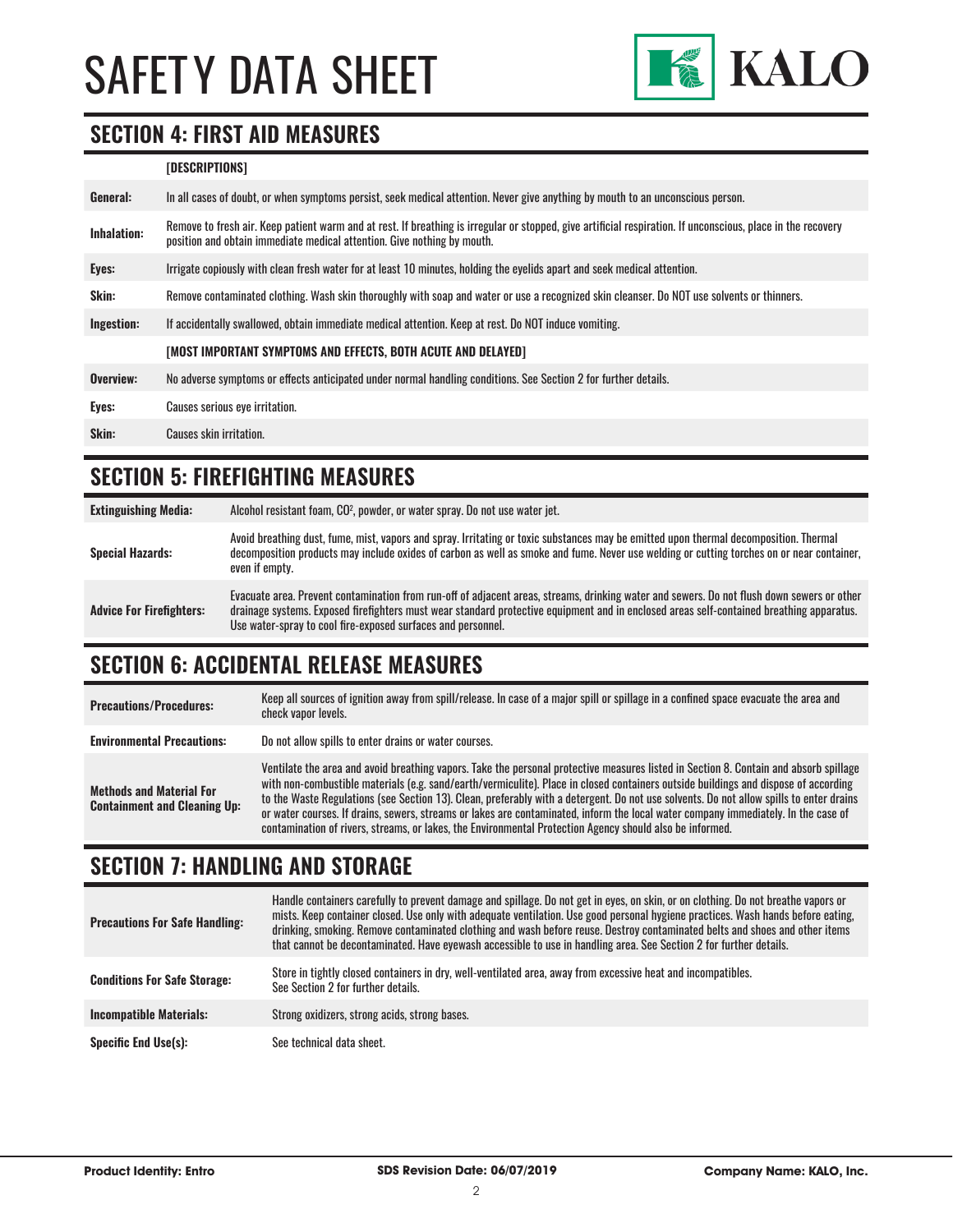## SECTION 4: FIRST AID MEASURES

| | |
|---|---|
| | **[DESCRIPTIONS]** |
| **General:** | In all cases of doubt, or when symptoms persist, seek medical attention. Never give anything by mouth to an unconscious person. |
| **Inhalation:** | Remove to fresh air. Keep patient warm and at rest. If breathing is irregular or stopped, give artificial respiration. If unconscious, place in the recovery position and obtain immediate medical attention. Give nothing by mouth. |
| **Eyes:** | Irrigate copiously with clean fresh water for at least 10 minutes, holding the eyelids apart and seek medical attention. |
| **Skin:** | Remove contaminated clothing. Wash skin thoroughly with soap and water or use a recognized skin cleanser. Do NOT use solvents or thinners. |
| **Ingestion:** | If accidentally swallowed, obtain immediate medical attention. Keep at rest. Do NOT induce vomiting. |
| | **[MOST IMPORTANT SYMPTOMS AND EFFECTS, BOTH ACUTE AND DELAYED]** |
| **Overview:** | No adverse symptoms or effects anticipated under normal handling conditions. See Section 2 for further details. |
| **Eyes:** | Causes serious eye irritation. |
| **Skin:** | Causes skin irritation. |

## SECTION 5: FIREFIGHTING MEASURES

| | |
|---|---|
| **Extinguishing Media:** | Alcohol resistant foam, $CO^2$, powder, or water spray. Do not use water jet. |
| **Special Hazards:** | Avoid breathing dust, fume, mist, vapors and spray. Irritating or toxic substances may be emitted upon thermal decomposition. Thermal decomposition products may include oxides of carbon as well as smoke and fume. Never use welding or cutting torches on or near container, even if empty. |
| **Advice For Firefighters:** | Evacuate area. Prevent contamination from run-off of adjacent areas, streams, drinking water and sewers. Do not flush down sewers or other drainage systems. Exposed firefighters must wear standard protective equipment and in enclosed areas self-contained breathing apparatus. Use water-spray to cool fire-exposed surfaces and personnel. |

## SECTION 6: ACCIDENTAL RELEASE MEASURES

| | |
|---|---|
| **Precautions/Procedures:** | Keep all sources of ignition away from spill/release. In case of a major spill or spillage in a confined space evacuate the area and check vapor levels. |
| **Environmental Precautions:** | Do not allow spills to enter drains or water courses. |
| **Methods and Material For Containment and Cleaning Up:** | Ventilate the area and avoid breathing vapors. Take the personal protective measures listed in Section 8. Contain and absorb spillage with non-combustible materials (e.g. sand/earth/vermiculite). Place in closed containers outside buildings and dispose of according to the Waste Regulations (see Section 13). Clean, preferably with a detergent. Do not use solvents. Do not allow spills to enter drains or water courses. If drains, sewers, streams or lakes are contaminated, inform the local water company immediately. In the case of contamination of rivers, streams, or lakes, the Environmental Protection Agency should also be informed. |

## SECTION 7: HANDLING AND STORAGE

| | |
|---|---|
| **Precautions For Safe Handling:** | Handle containers carefully to prevent damage and spillage. Do not get in eyes, on skin, or on clothing. Do not breathe vapors or mists. Keep container closed. Use only with adequate ventilation. Use good personal hygiene practices. Wash hands before eating, drinking, smoking. Remove contaminated clothing and wash before reuse. Destroy contaminated belts and shoes and other items that cannot be decontaminated. Have eyewash accessible to use in handling area. See Section 2 for further details. |
| **Conditions For Safe Storage:** | Store in tightly closed containers in dry, well-ventilated area, away from excessive heat and incompatibles. See Section 2 for further details. |
| **Incompatible Materials:** | Strong oxidizers, strong acids, strong bases. |
| **Specific End Use(s):** | See technical data sheet. |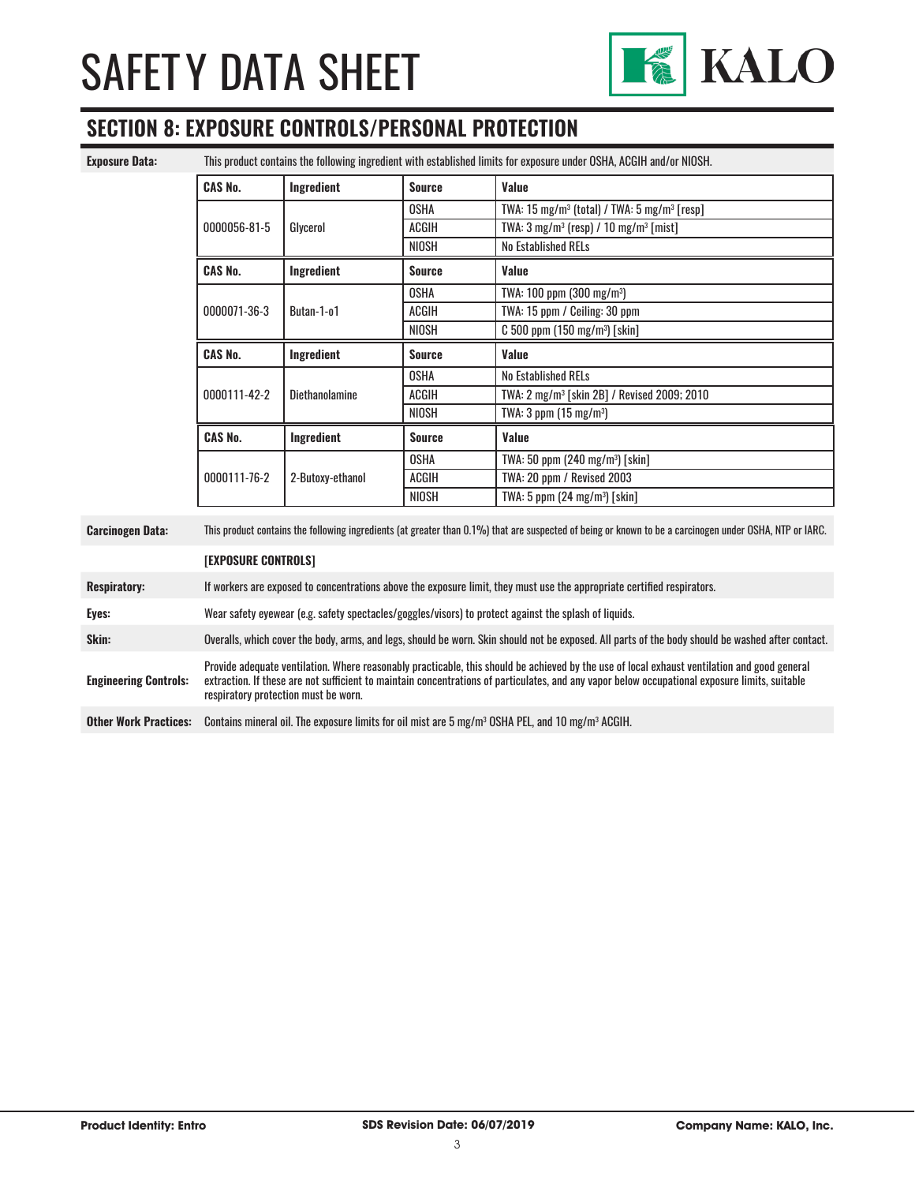# SAFETY DATA SHEET

## SECTION 8: EXPOSURE CONTROLS/PERSONAL PROTECTION

**Exposure Data:** This product contains the following ingredient with established limits for exposure under OSHA, ACGIH and/or NIOSH.

| CAS No. | Ingredient | Source | Value |
|---|---|---|---|
| 0000056-81-5 | Glycerol | OSHA | TWA: 15 mg/m³ (total) / TWA: 5 mg/m³ [resp] |
| | | ACGIH | TWA: 3 mg/m³ (resp) / 10 mg/m³ [mist] |
| | | NIOSH | No Established RELs |

| CAS No. | Ingredient | Source | Value |
|---|---|---|---|
| 0000071-36-3 | Butan-1-o1 | OSHA | TWA: 100 ppm (300 mg/m³) |
| | | ACGIH | TWA: 15 ppm / Ceiling: 30 ppm |
| | | NIOSH | C 500 ppm (150 mg/m³) [skin] |

| CAS No. | Ingredient | Source | Value |
|---|---|---|---|
| 0000111-42-2 | Diethanolamine | OSHA | No Established RELs |
| | | ACGIH | TWA: 2 mg/m³ [skin 2B] / Revised 2009; 2010 |
| | | NIOSH | TWA: 3 ppm (15 mg/m³) |

| CAS No. | Ingredient | Source | Value |
|---|---|---|---|
| 0000111-76-2 | 2-Butoxy-ethanol | OSHA | TWA: 50 ppm (240 mg/m³) [skin] |
| | | ACGIH | TWA: 20 ppm / Revised 2003 |
| | | NIOSH | TWA: 5 ppm (24 mg/m³) [skin] |

**Carcinogen Data:** This product contains the following ingredients (at greater than 0.1%) that are suspected of being or known to be a carcinogen under OSHA, NTP or IARC.

**[EXPOSURE CONTROLS]**

**Respiratory:** If workers are exposed to concentrations above the exposure limit, they must use the appropriate certified respirators.

**Eyes:** Wear safety eyewear (e.g. safety spectacles/goggles/visors) to protect against the splash of liquids.

**Skin:** Overalls, which cover the body, arms, and legs, should be worn. Skin should not be exposed. All parts of the body should be washed after contact.

**Engineering Controls:** Provide adequate ventilation. Where reasonably practicable, this should be achieved by the use of local exhaust ventilation and good general extraction. If these are not sufficient to maintain concentrations of particulates, and any vapor below occupational exposure limits, suitable respiratory protection must be worn.

**Other Work Practices:** Contains mineral oil. The exposure limits for oil mist are 5 mg/m³ OSHA PEL, and 10 mg/m³ ACGIH.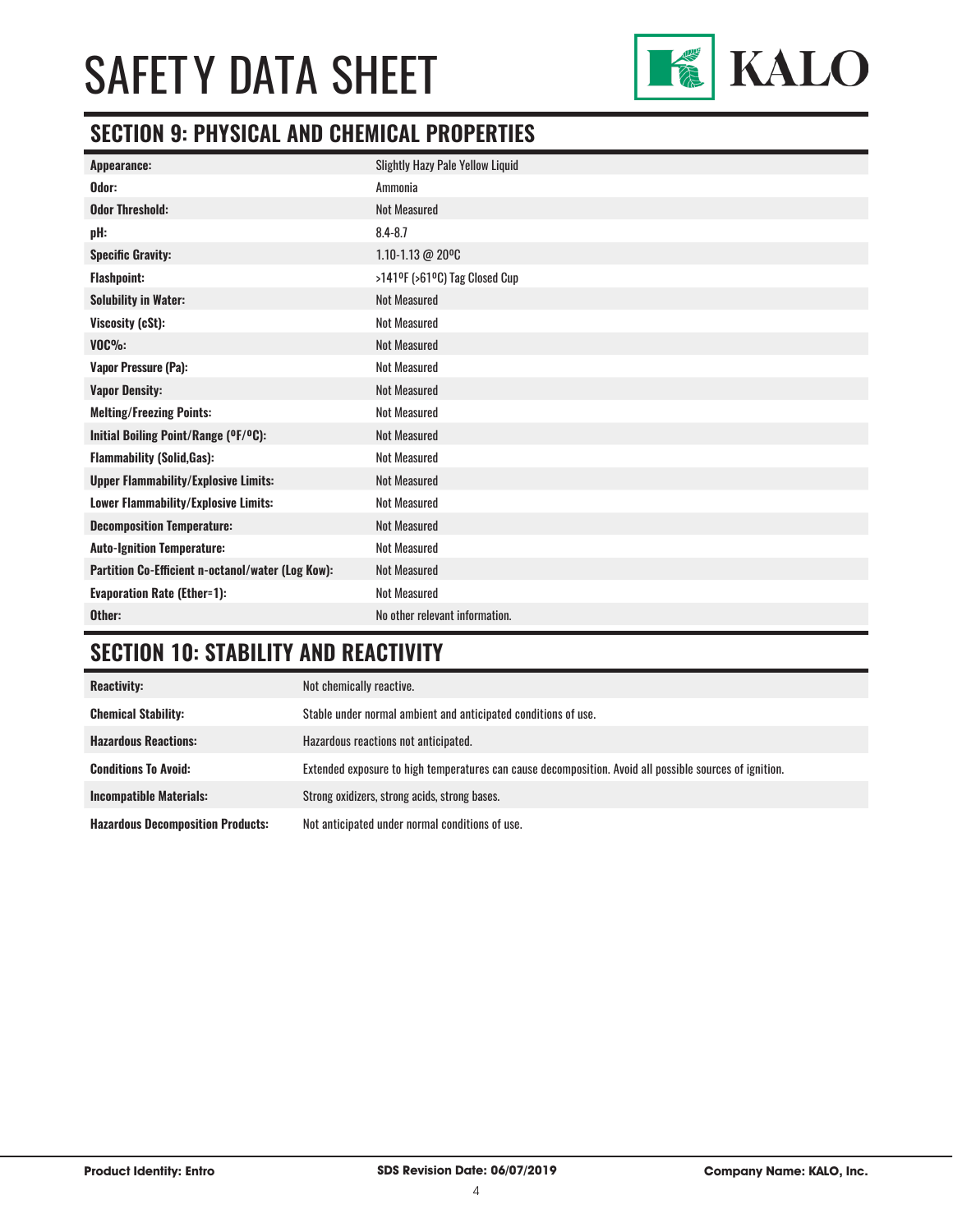# SAFETY DATA SHEET

## SECTION 9: PHYSICAL AND CHEMICAL PROPERTIES

| | |
|---|---|
| **Appearance:** | Slightly Hazy Pale Yellow Liquid |
| **Odor:** | Ammonia |
| **Odor Threshold:** | Not Measured |
| **pH:** | 8.4-8.7 |
| **Specific Gravity:** | 1.10-1.13 @ 20ºC |
| **Flashpoint:** | >141ºF (>61ºC) Tag Closed Cup |
| **Solubility in Water:** | Not Measured |
| **Viscosity (cSt):** | Not Measured |
| **VOC%:** | Not Measured |
| **Vapor Pressure (Pa):** | Not Measured |
| **Vapor Density:** | Not Measured |
| **Melting/Freezing Points:** | Not Measured |
| **Initial Boiling Point/Range (ºF/ºC):** | Not Measured |
| **Flammability (Solid,Gas):** | Not Measured |
| **Upper Flammability/Explosive Limits:** | Not Measured |
| **Lower Flammability/Explosive Limits:** | Not Measured |
| **Decomposition Temperature:** | Not Measured |
| **Auto-Ignition Temperature:** | Not Measured |
| **Partition Co-Efficient n-octanol/water (Log Kow):** | Not Measured |
| **Evaporation Rate (Ether=1):** | Not Measured |
| **Other:** | No other relevant information. |

## SECTION 10: STABILITY AND REACTIVITY

| | |
|---|---|
| **Reactivity:** | Not chemically reactive. |
| **Chemical Stability:** | Stable under normal ambient and anticipated conditions of use. |
| **Hazardous Reactions:** | Hazardous reactions not anticipated. |
| **Conditions To Avoid:** | Extended exposure to high temperatures can cause decomposition. Avoid all possible sources of ignition. |
| **Incompatible Materials:** | Strong oxidizers, strong acids, strong bases. |
| **Hazardous Decomposition Products:** | Not anticipated under normal conditions of use. |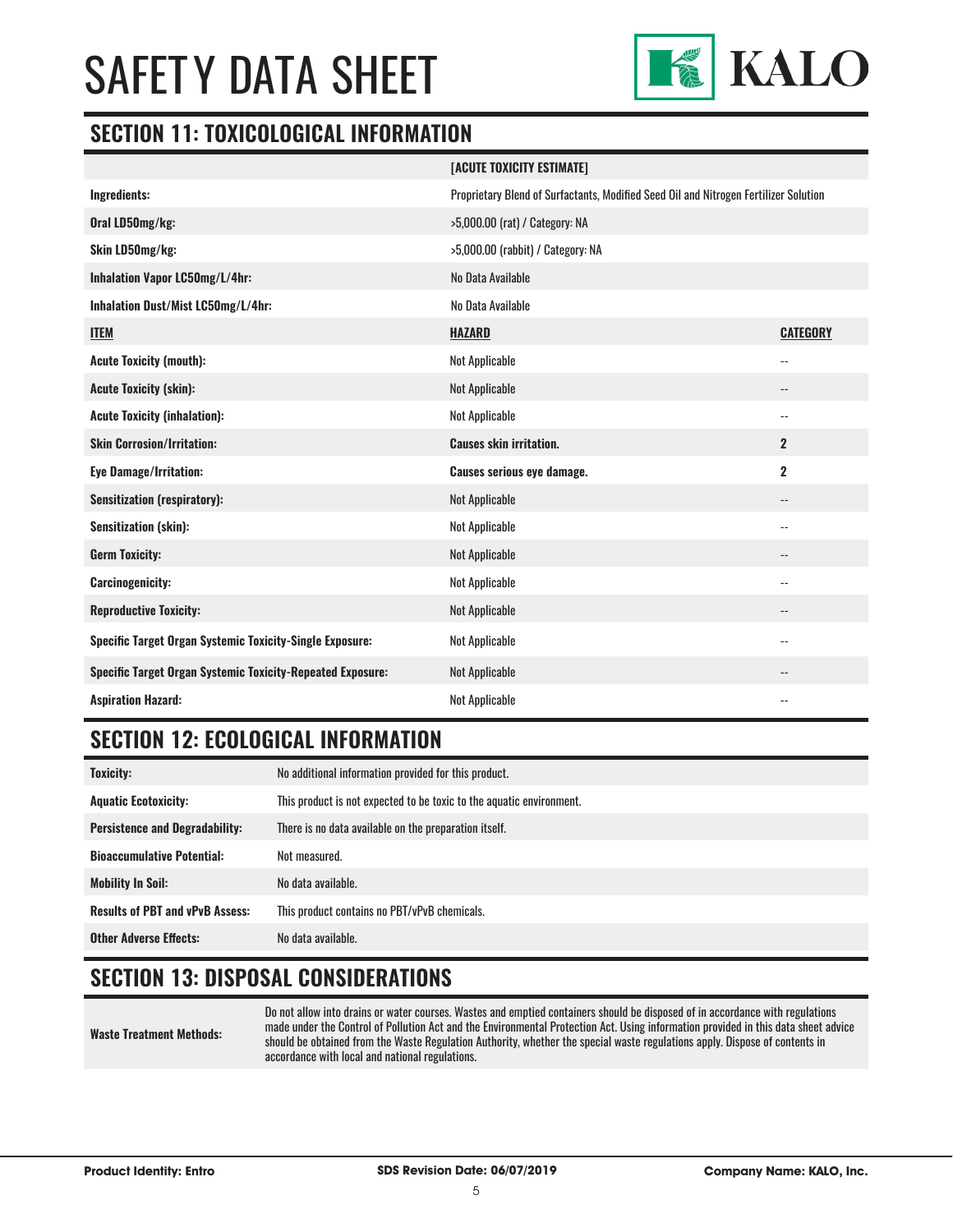# SAFETY DATA SHEET

## SECTION 11: TOXICOLOGICAL INFORMATION

| | [ACUTE TOXICITY ESTIMATE] | |
|---|---|---|
| **Ingredients:** | Proprietary Blend of Surfactants, Modified Seed Oil and Nitrogen Fertilizer Solution | |
| **Oral LD50mg/kg:** | >5,000.00 (rat) / Category: NA | |
| **Skin LD50mg/kg:** | >5,000.00 (rabbit) / Category: NA | |
| **Inhalation Vapor LC50mg/L/4hr:** | No Data Available | |
| **Inhalation Dust/Mist LC50mg/L/4hr:** | No Data Available | |
| **ITEM** | **HAZARD** | **CATEGORY** |
| **Acute Toxicity (mouth):** | Not Applicable | -- |
| **Acute Toxicity (skin):** | Not Applicable | -- |
| **Acute Toxicity (inhalation):** | Not Applicable | -- |
| **Skin Corrosion/Irritation:** | **Causes skin irritation.** | **2** |
| **Eye Damage/Irritation:** | **Causes serious eye damage.** | **2** |
| **Sensitization (respiratory):** | Not Applicable | -- |
| **Sensitization (skin):** | Not Applicable | -- |
| **Germ Toxicity:** | Not Applicable | -- |
| **Carcinogenicity:** | Not Applicable | -- |
| **Reproductive Toxicity:** | Not Applicable | -- |
| **Specific Target Organ Systemic Toxicity-Single Exposure:** | Not Applicable | -- |
| **Specific Target Organ Systemic Toxicity-Repeated Exposure:** | Not Applicable | -- |
| **Aspiration Hazard:** | Not Applicable | -- |

## SECTION 12: ECOLOGICAL INFORMATION

| | |
|---|---|
| **Toxicity:** | No additional information provided for this product. |
| **Aquatic Ecotoxicity:** | This product is not expected to be toxic to the aquatic environment. |
| **Persistence and Degradability:** | There is no data available on the preparation itself. |
| **Bioaccumulative Potential:** | Not measured. |
| **Mobility In Soil:** | No data available. |
| **Results of PBT and vPvB Assess:** | This product contains no PBT/vPvB chemicals. |
| **Other Adverse Effects:** | No data available. |

## SECTION 13: DISPOSAL CONSIDERATIONS

| | |
|---|---|
| **Waste Treatment Methods:** | Do not allow into drains or water courses. Wastes and emptied containers should be disposed of in accordance with regulations made under the Control of Pollution Act and the Environmental Protection Act. Using information provided in this data sheet advice should be obtained from the Waste Regulation Authority, whether the special waste regulations apply. Dispose of contents in accordance with local and national regulations. |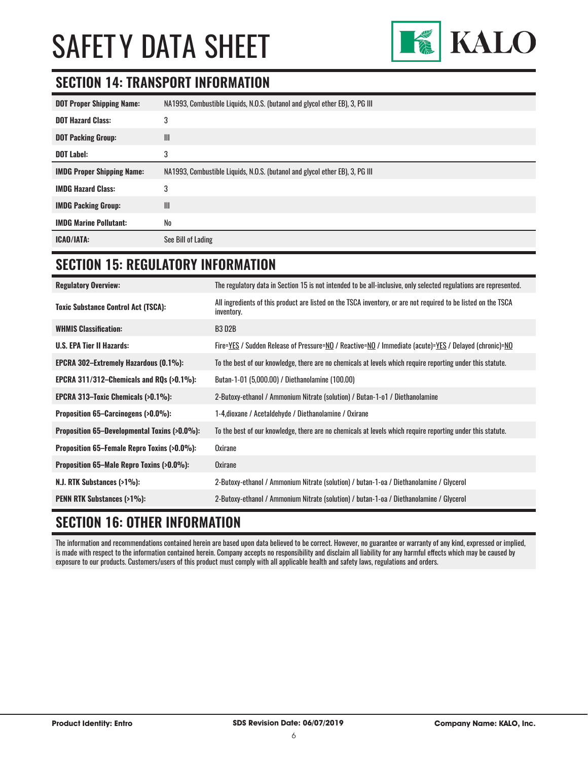# SAFETY DATA SHEET

## SECTION 14: TRANSPORT INFORMATION

| | |
|---|---|
| **DOT Proper Shipping Name:** | NA1993, Combustible Liquids, N.O.S. (butanol and glycol ether EB), 3, PG III |
| **DOT Hazard Class:** | 3 |
| **DOT Packing Group:** | III |
| **DOT Label:** | 3 |
| **IMDG Proper Shipping Name:** | NA1993, Combustible Liquids, N.O.S. (butanol and glycol ether EB), 3, PG III |
| **IMDG Hazard Class:** | 3 |
| **IMDG Packing Group:** | III |
| **IMDG Marine Pollutant:** | No |
| **ICAO/IATA:** | See Bill of Lading |

## SECTION 15: REGULATORY INFORMATION

| | |
|---|---|
| **Regulatory Overview:** | The regulatory data in Section 15 is not intended to be all-inclusive, only selected regulations are represented. |
| **Toxic Substance Control Act (TSCA):** | All ingredients of this product are listed on the TSCA inventory, or are not required to be listed on the TSCA inventory. |
| **WHMIS Classification:** | B3 D2B |
| **U.S. EPA Tier II Hazards:** | Fire=YES / Sudden Release of Pressure=NO / Reactive=NO / Immediate (acute)=YES / Delayed (chronic)=NO |
| **EPCRA 302–Extremely Hazardous (0.1%):** | To the best of our knowledge, there are no chemicals at levels which require reporting under this statute. |
| **EPCRA 311/312–Chemicals and RQs (>0.1%):** | Butan-1-01 (5,000.00) / Diethanolamine (100.00) |
| **EPCRA 313–Toxic Chemicals (>0.1%):** | 2-Butoxy-ethanol / Ammonium Nitrate (solution) / Butan-1-o1 / Diethanolamine |
| **Proposition 65–Carcinogens (>0.0%):** | 1-4,dioxane / Acetaldehyde / Diethanolamine / Oxirane |
| **Proposition 65–Developmental Toxins (>0.0%):** | To the best of our knowledge, there are no chemicals at levels which require reporting under this statute. |
| **Proposition 65–Female Repro Toxins (>0.0%):** | Oxirane |
| **Proposition 65–Male Repro Toxins (>0.0%):** | Oxirane |
| **N.J. RTK Substances (>1%):** | 2-Butoxy-ethanol / Ammonium Nitrate (solution) / butan-1-oa / Diethanolamine / Glycerol |
| **PENN RTK Substances (>1%):** | 2-Butoxy-ethanol / Ammonium Nitrate (solution) / butan-1-oa / Diethanolamine / Glycerol |

## SECTION 16: OTHER INFORMATION

The information and recommendations contained herein are based upon data believed to be correct. However, no guarantee or warranty of any kind, expressed or implied, is made with respect to the information contained herein. Company accepts no responsibility and disclaim all liability for any harmful effects which may be caused by exposure to our products. Customers/users of this product must comply with all applicable health and safety laws, regulations and orders.

**Product Identity: Entro** | **SDS Revision Date: 06/07/2019** | **Company Name: KALO, Inc.**